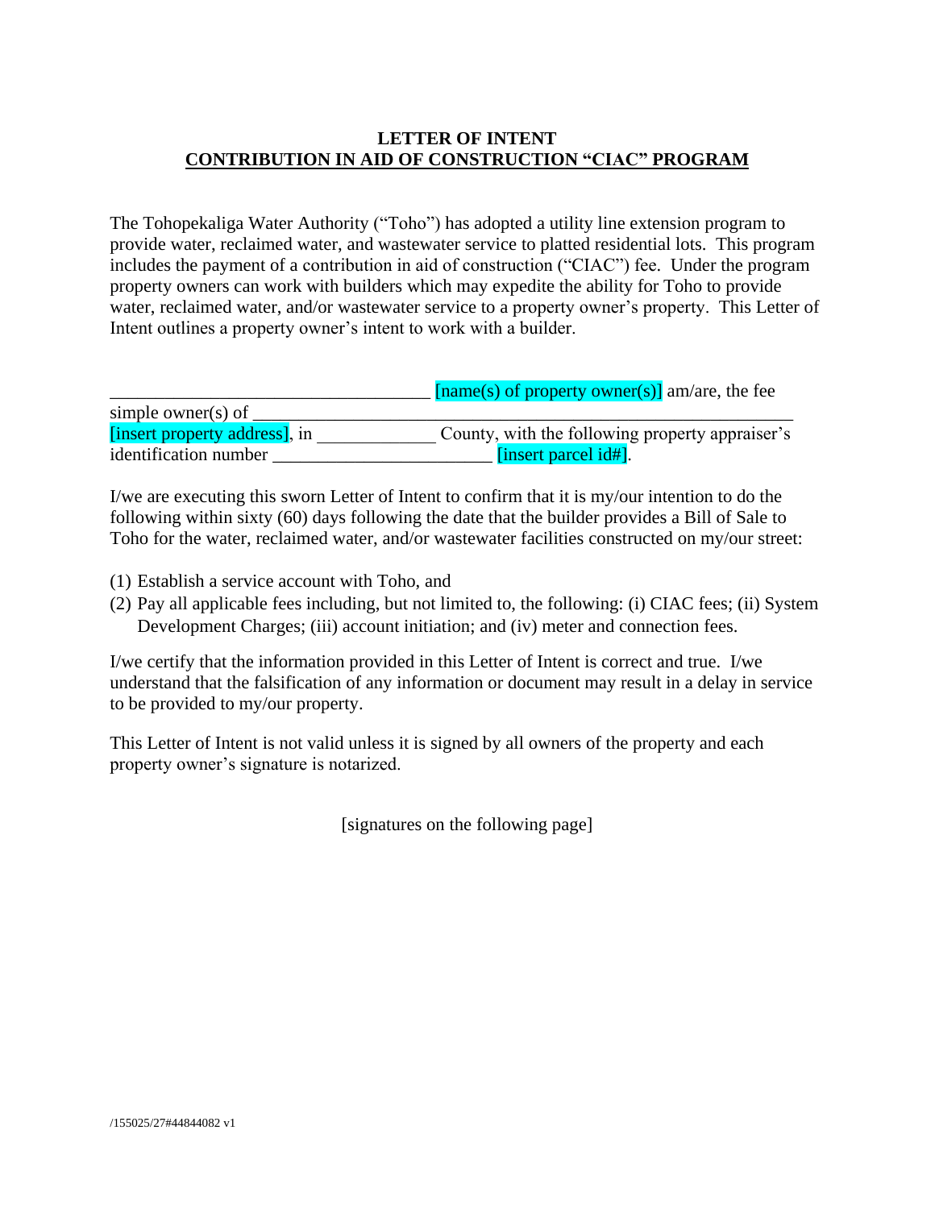**LETTER OF INTENT**
**CONTRIBUTION IN AID OF CONSTRUCTION "CIAC" PROGRAM**

The Tohopekaliga Water Authority ("Toho") has adopted a utility line extension program to provide water, reclaimed water, and wastewater service to platted residential lots. This program includes the payment of a contribution in aid of construction ("CIAC") fee. Under the program property owners can work with builders which may expedite the ability for Toho to provide water, reclaimed water, and/or wastewater service to a property owner's property. This Letter of Intent outlines a property owner's intent to work with a builder.

____________________________________ [name(s) of property owner(s)] am/are, the fee simple owner(s) of ______________________________________________________ [insert property address], in _____________ County, with the following property appraiser's identification number ________________________ [insert parcel id#].

I/we are executing this sworn Letter of Intent to confirm that it is my/our intention to do the following within sixty (60) days following the date that the builder provides a Bill of Sale to Toho for the water, reclaimed water, and/or wastewater facilities constructed on my/our street:

(1) Establish a service account with Toho, and
(2) Pay all applicable fees including, but not limited to, the following: (i) CIAC fees; (ii) System Development Charges; (iii) account initiation; and (iv) meter and connection fees.

I/we certify that the information provided in this Letter of Intent is correct and true. I/we understand that the falsification of any information or document may result in a delay in service to be provided to my/our property.

This Letter of Intent is not valid unless it is signed by all owners of the property and each property owner's signature is notarized.

[signatures on the following page]

/155025/27#44844082 v1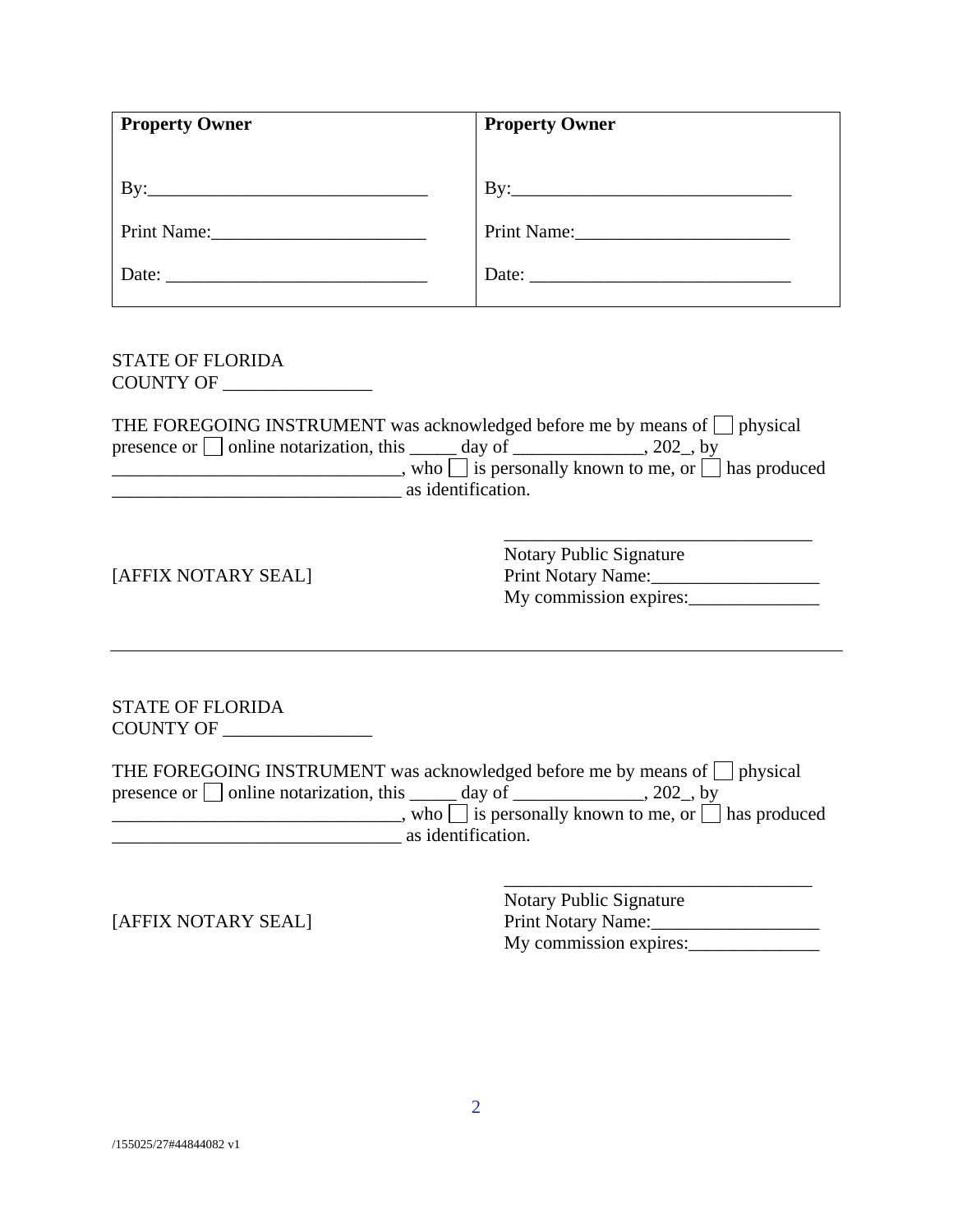| **Property Owner** | **Property Owner** |
| --- | --- |
| By:______________________________ | By:______________________________ |
| Print Name:______________________ | Print Name:______________________ |
| Date: ___________________________ | Date: ___________________________ |

STATE OF FLORIDA
COUNTY OF ________________

THE FOREGOING INSTRUMENT was acknowledged before me by means of ☐ physical presence or ☐ online notarization, this _____ day of ______________, 202_, by _______________________________, who ☐ is personally known to me, or ☐ has produced _______________________________ as identification.

[AFFIX NOTARY SEAL]

_________________________________
Notary Public Signature
Print Notary Name:_________________
My commission expires:_____________

---

STATE OF FLORIDA
COUNTY OF ________________

THE FOREGOING INSTRUMENT was acknowledged before me by means of ☐ physical presence or ☐ online notarization, this _____ day of ______________, 202_, by _______________________________, who ☐ is personally known to me, or ☐ has produced _______________________________ as identification.

[AFFIX NOTARY SEAL]

_________________________________
Notary Public Signature
Print Notary Name:_________________
My commission expires:_____________

/155025/27#44844082 v1